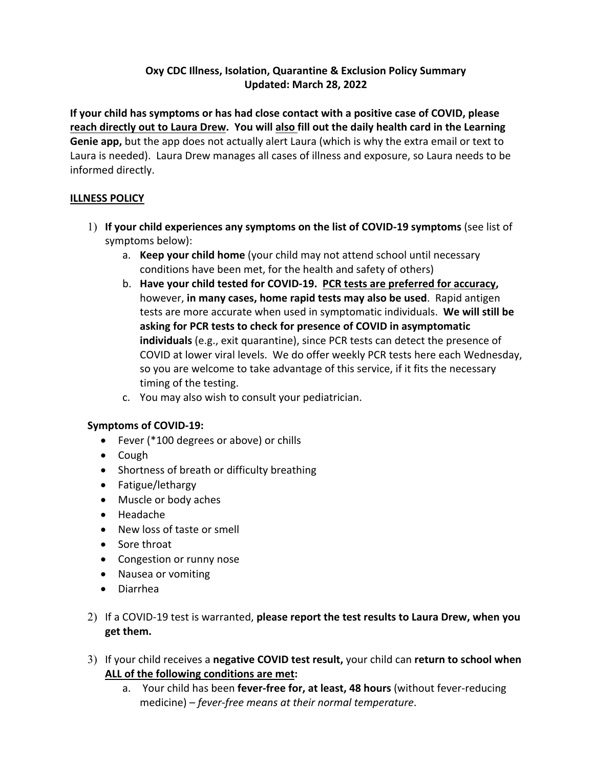**Oxy CDC Illness, Isolation, Quarantine & Exclusion Policy Summary**
**Updated: March 28, 2022**

**If your child has symptoms or has had close contact with a positive case of COVID, please reach directly out to Laura Drew. You will also fill out the daily health card in the Learning Genie app,** but the app does not actually alert Laura (which is why the extra email or text to Laura is needed). Laura Drew manages all cases of illness and exposure, so Laura needs to be informed directly.

## ILLNESS POLICY

1) **If your child experiences any symptoms on the list of COVID-19 symptoms** (see list of symptoms below):
    a. **Keep your child home** (your child may not attend school until necessary conditions have been met, for the health and safety of others)
    b. **Have your child tested for COVID-19. PCR tests are preferred for accuracy,** however, **in many cases, home rapid tests may also be used**. Rapid antigen tests are more accurate when used in symptomatic individuals. **We will still be asking for PCR tests to check for presence of COVID in asymptomatic individuals** (e.g., exit quarantine), since PCR tests can detect the presence of COVID at lower viral levels. We do offer weekly PCR tests here each Wednesday, so you are welcome to take advantage of this service, if it fits the necessary timing of the testing.
    c. You may also wish to consult your pediatrician.

**Symptoms of COVID-19:**

- Fever (*100 degrees or above) or chills
- Cough
- Shortness of breath or difficulty breathing
- Fatigue/lethargy
- Muscle or body aches
- Headache
- New loss of taste or smell
- Sore throat
- Congestion or runny nose
- Nausea or vomiting
- Diarrhea

2) If a COVID-19 test is warranted, **please report the test results to Laura Drew, when you get them.**

3) If your child receives a **negative COVID test result,** your child can **return to school when ALL of the following conditions are met:**
    a. Your child has been **fever-free for, at least, 48 hours** (without fever-reducing medicine) – *fever-free means at their normal temperature*.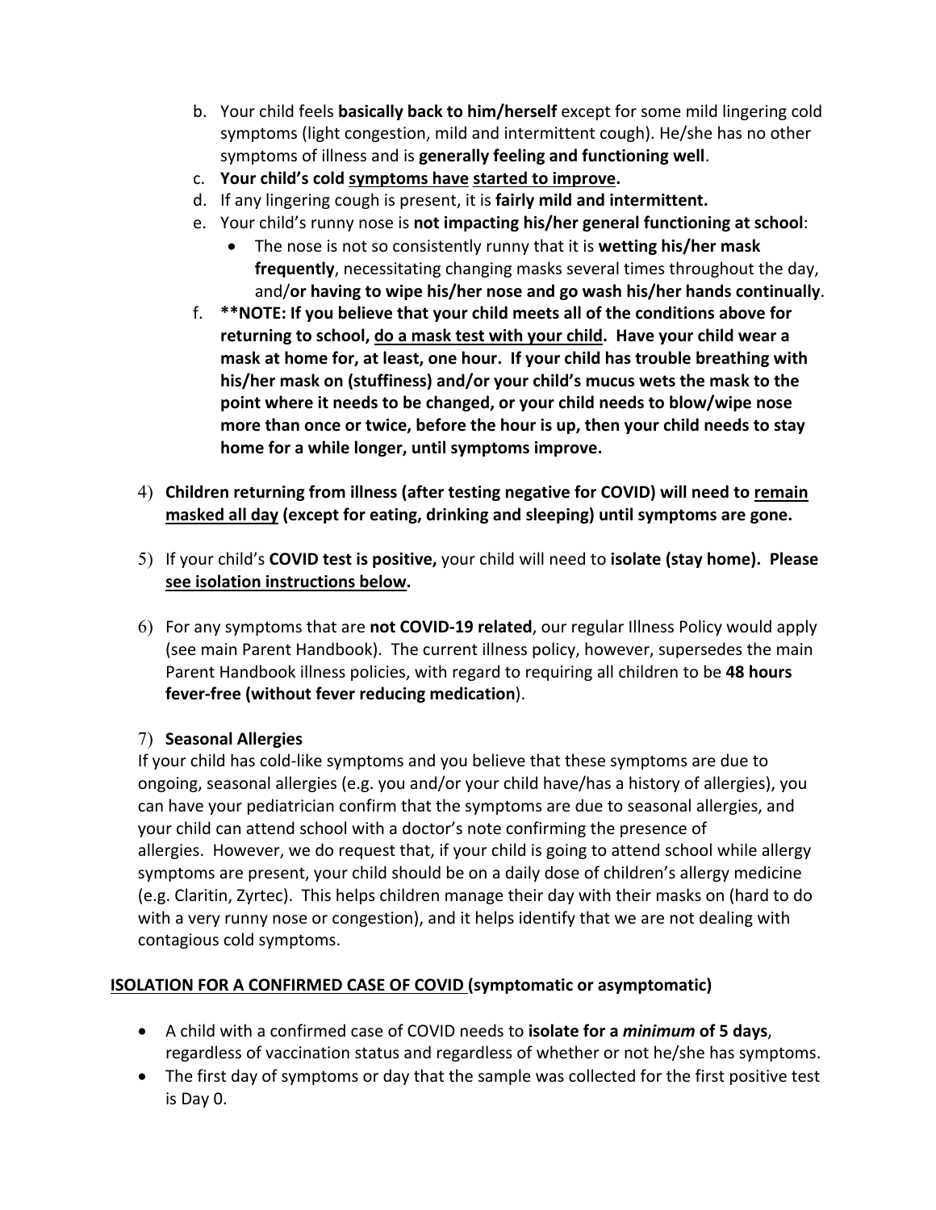b. Your child feels **basically back to him/herself** except for some mild lingering cold symptoms (light congestion, mild and intermittent cough). He/she has no other symptoms of illness and is **generally feeling and functioning well**.

c. **Your child's cold <u>symptoms have</u> <u>started to improve</u>.**

d. If any lingering cough is present, it is **fairly mild and intermittent.**

e. Your child's runny nose is **not impacting his/her general functioning at school**:
   - The nose is not so consistently runny that it is **wetting his/her mask frequently**, necessitating changing masks several times throughout the day, and/**or having to wipe his/her nose and go wash his/her hands continually**.

f. **\*\*NOTE: If you believe that your child meets all of the conditions above for returning to school, <u>do a mask test with your child</u>. Have your child wear a mask at home for, at least, one hour. If your child has trouble breathing with his/her mask on (stuffiness) and/or your child's mucus wets the mask to the point where it needs to be changed, or your child needs to blow/wipe nose more than once or twice, before the hour is up, then your child needs to stay home for a while longer, until symptoms improve.**

4) **Children returning from illness (after testing negative for COVID) will need to <u>remain masked all day</u> (except for eating, drinking and sleeping) until symptoms are gone.**

5) If your child's **COVID test is positive,** your child will need to **isolate (stay home). Please <u>see isolation instructions below</u>.**

6) For any symptoms that are **not COVID-19 related**, our regular Illness Policy would apply (see main Parent Handbook). The current illness policy, however, supersedes the main Parent Handbook illness policies, with regard to requiring all children to be **48 hours fever-free (without fever reducing medication**).

7) **Seasonal Allergies**

If your child has cold-like symptoms and you believe that these symptoms are due to ongoing, seasonal allergies (e.g. you and/or your child have/has a history of allergies), you can have your pediatrician confirm that the symptoms are due to seasonal allergies, and your child can attend school with a doctor's note confirming the presence of allergies. However, we do request that, if your child is going to attend school while allergy symptoms are present, your child should be on a daily dose of children's allergy medicine (e.g. Claritin, Zyrtec). This helps children manage their day with their masks on (hard to do with a very runny nose or congestion), and it helps identify that we are not dealing with contagious cold symptoms.

**<u>ISOLATION FOR A CONFIRMED CASE OF COVID</u> (symptomatic or asymptomatic)**

- A child with a confirmed case of COVID needs to **isolate for a *minimum* of 5 days**, regardless of vaccination status and regardless of whether or not he/she has symptoms.
- The first day of symptoms or day that the sample was collected for the first positive test is Day 0.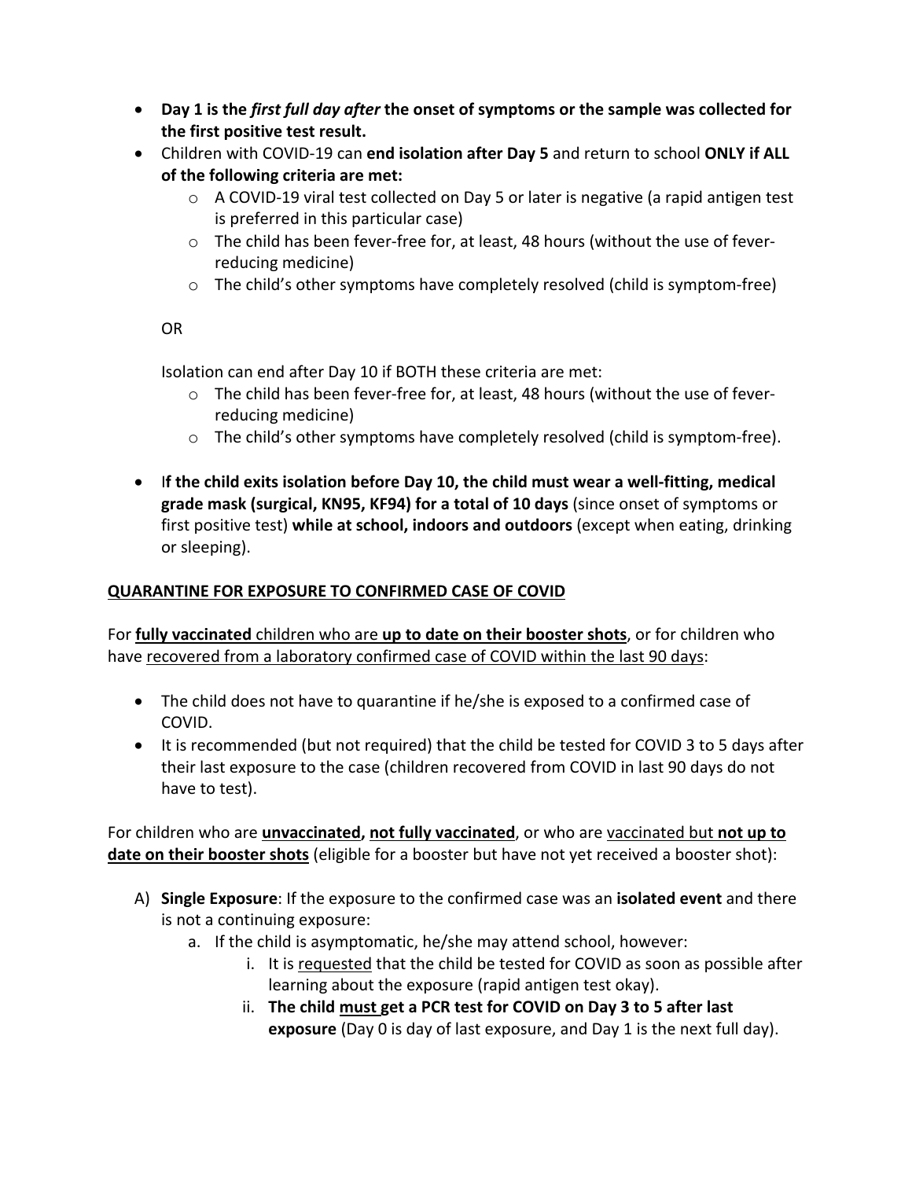- **Day 1 is the *first full day after* the onset of symptoms or the sample was collected for the first positive test result.**
- Children with COVID-19 can **end isolation after Day 5** and return to school **ONLY if ALL of the following criteria are met:**
  - A COVID-19 viral test collected on Day 5 or later is negative (a rapid antigen test is preferred in this particular case)
  - The child has been fever-free for, at least, 48 hours (without the use of fever-reducing medicine)
  - The child's other symptoms have completely resolved (child is symptom-free)

  OR

  Isolation can end after Day 10 if BOTH these criteria are met:
  - The child has been fever-free for, at least, 48 hours (without the use of fever-reducing medicine)
  - The child's other symptoms have completely resolved (child is symptom-free).

- **If the child exits isolation before Day 10, the child must wear a well-fitting, medical grade mask (surgical, KN95, KF94) for a total of 10 days** (since onset of symptoms or first positive test) **while at school, indoors and outdoors** (except when eating, drinking or sleeping).

<u>**QUARANTINE FOR EXPOSURE TO CONFIRMED CASE OF COVID**</u>

For <u>**fully vaccinated**</u> children who are <u>**up to date on their booster shots**</u>, or for children who have <u>recovered from a laboratory confirmed case of COVID within the last 90 days</u>:

- The child does not have to quarantine if he/she is exposed to a confirmed case of COVID.
- It is recommended (but not required) that the child be tested for COVID 3 to 5 days after their last exposure to the case (children recovered from COVID in last 90 days do not have to test).

For children who are <u>**unvaccinated,**</u> <u>**not fully vaccinated**</u>, or who are <u>vaccinated but **not up to date on their booster shots**</u> (eligible for a booster but have not yet received a booster shot):

A) **Single Exposure**: If the exposure to the confirmed case was an **isolated event** and there is not a continuing exposure:
   a. If the child is asymptomatic, he/she may attend school, however:
      i. It is <u>requested</u> that the child be tested for COVID as soon as possible after learning about the exposure (rapid antigen test okay).
      ii. **The child <u>must</u> get a PCR test for COVID on Day 3 to 5 after last exposure** (Day 0 is day of last exposure, and Day 1 is the next full day).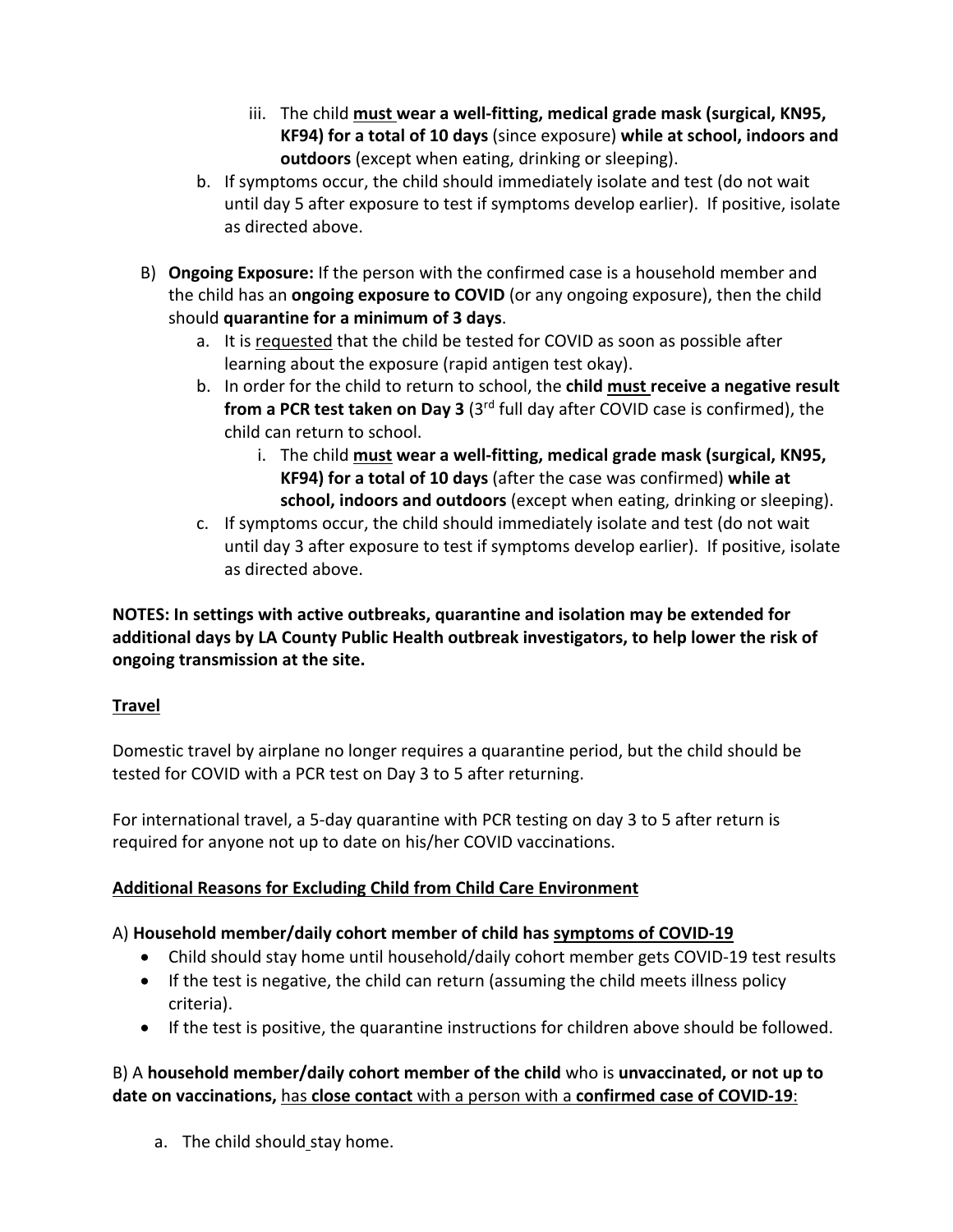iii. The child <u>**must**</u> **wear a well-fitting, medical grade mask (surgical, KN95, KF94) for a total of 10 days** (since exposure) **while at school, indoors and outdoors** (except when eating, drinking or sleeping).

   b. If symptoms occur, the child should immediately isolate and test (do not wait until day 5 after exposure to test if symptoms develop earlier). If positive, isolate as directed above.

B) **Ongoing Exposure:** If the person with the confirmed case is a household member and the child has an **ongoing exposure to COVID** (or any ongoing exposure), then the child should **quarantine for a minimum of 3 days**.

   a. It is <u>requested</u> that the child be tested for COVID as soon as possible after learning about the exposure (rapid antigen test okay).

   b. In order for the child to return to school, the **child <u>must</u> receive a negative result from a PCR test taken on Day 3** (3rd full day after COVID case is confirmed), the child can return to school.

      i. The child <u>**must**</u> **wear a well-fitting, medical grade mask (surgical, KN95, KF94) for a total of 10 days** (after the case was confirmed) **while at school, indoors and outdoors** (except when eating, drinking or sleeping).

   c. If symptoms occur, the child should immediately isolate and test (do not wait until day 3 after exposure to test if symptoms develop earlier). If positive, isolate as directed above.

**NOTES: In settings with active outbreaks, quarantine and isolation may be extended for additional days by LA County Public Health outbreak investigators, to help lower the risk of ongoing transmission at the site.**

<u>**Travel**</u>

Domestic travel by airplane no longer requires a quarantine period, but the child should be tested for COVID with a PCR test on Day 3 to 5 after returning.

For international travel, a 5-day quarantine with PCR testing on day 3 to 5 after return is required for anyone not up to date on his/her COVID vaccinations.

<u>**Additional Reasons for Excluding Child from Child Care Environment**</u>

A) **Household member/daily cohort member of child has <u>symptoms of COVID-19</u>**

- Child should stay home until household/daily cohort member gets COVID-19 test results
- If the test is negative, the child can return (assuming the child meets illness policy criteria).
- If the test is positive, the quarantine instructions for children above should be followed.

B) A **household member/daily cohort member of the child** who is **unvaccinated, or not up to date on vaccinations,** <u>has **close contact** with a person with a **confirmed case of COVID-19**</u>:

   a. The child should stay home.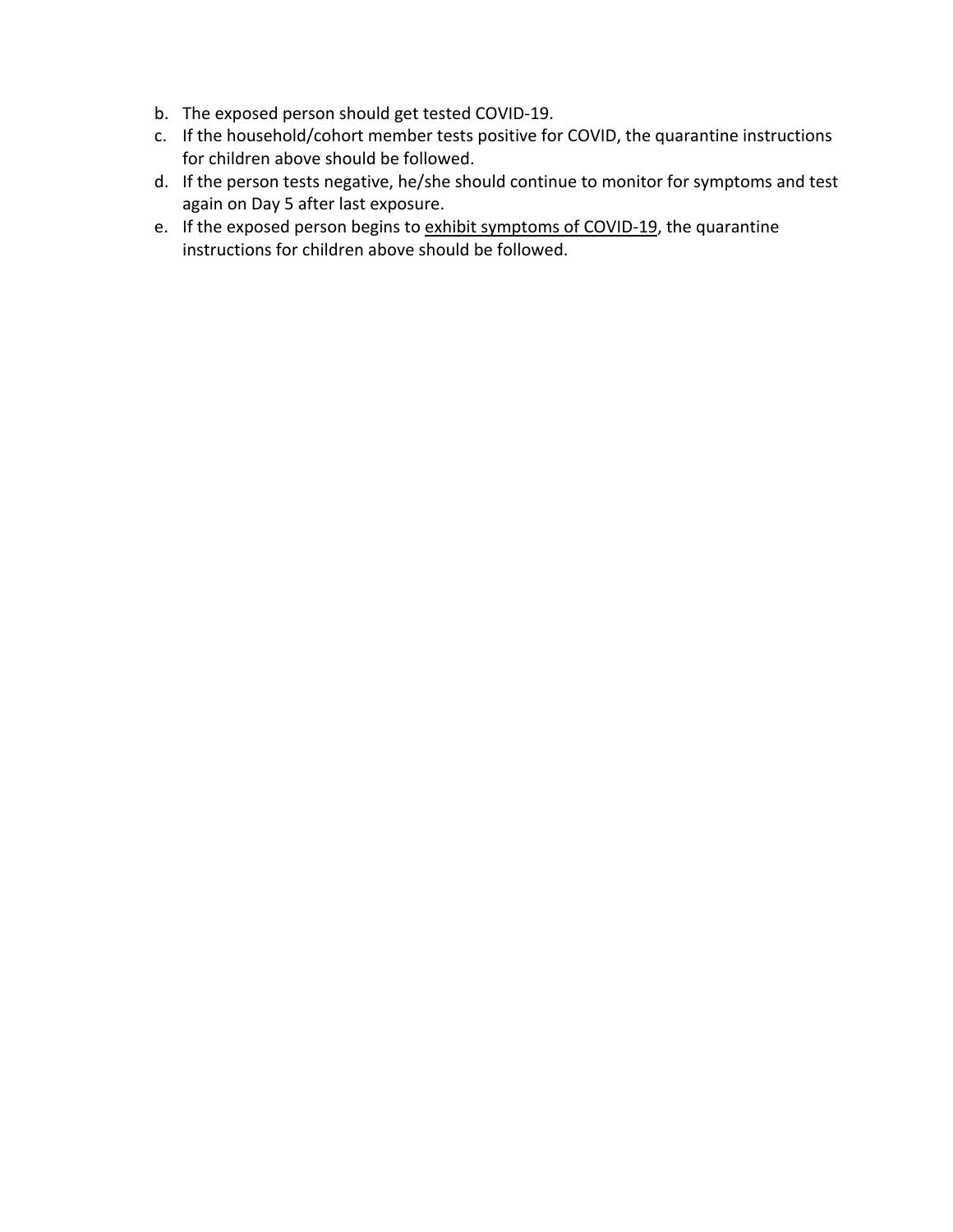b. The exposed person should get tested COVID-19.
c. If the household/cohort member tests positive for COVID, the quarantine instructions for children above should be followed.
d. If the person tests negative, he/she should continue to monitor for symptoms and test again on Day 5 after last exposure.
e. If the exposed person begins to exhibit symptoms of COVID-19, the quarantine instructions for children above should be followed.